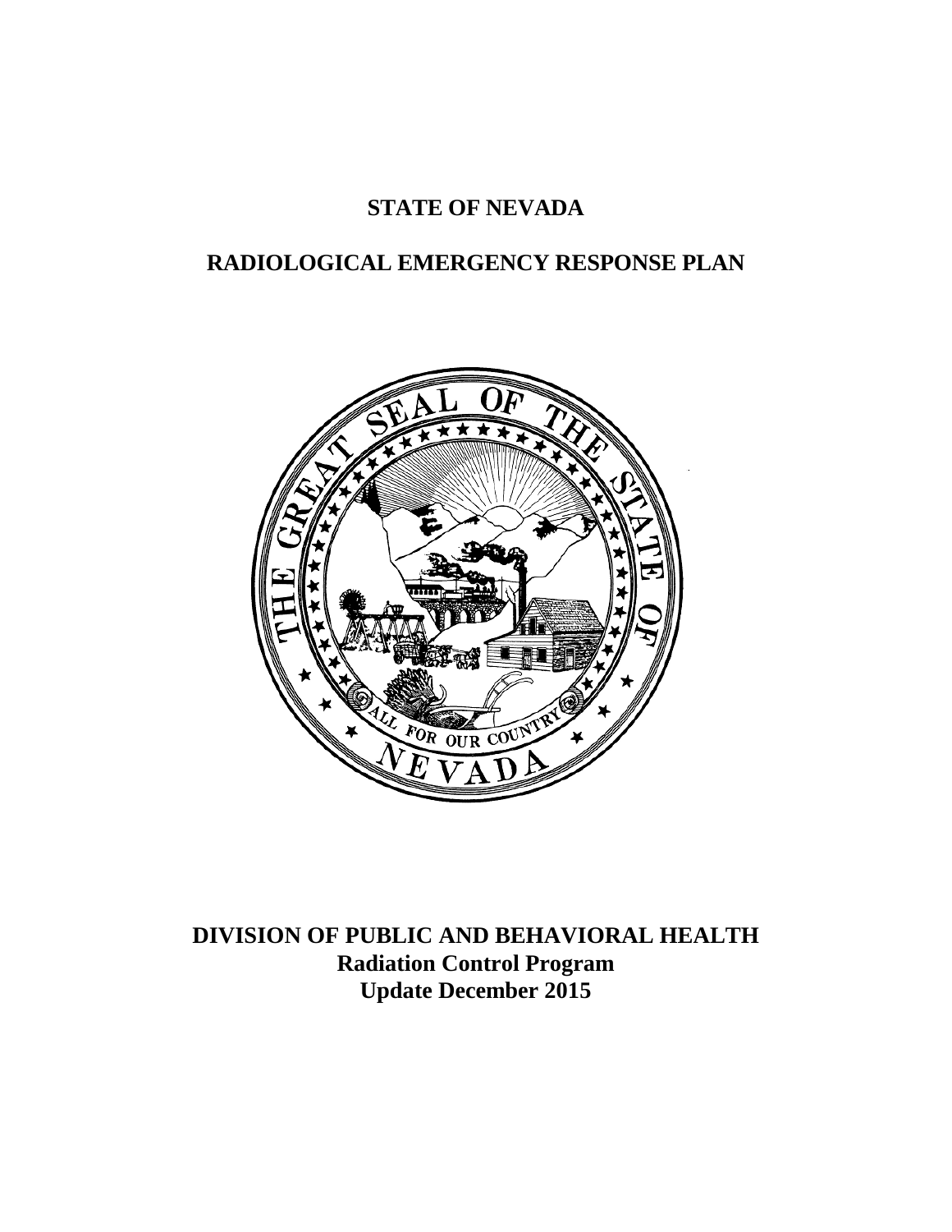# STATE OF NEVADA

# RADIOLOGICAL EMERGENCY RESPONSE PLAN

**DIVISION OF PUBLIC AND BEHAVIORAL HEALTH**
**Radiation Control Program**
**Update December 2015**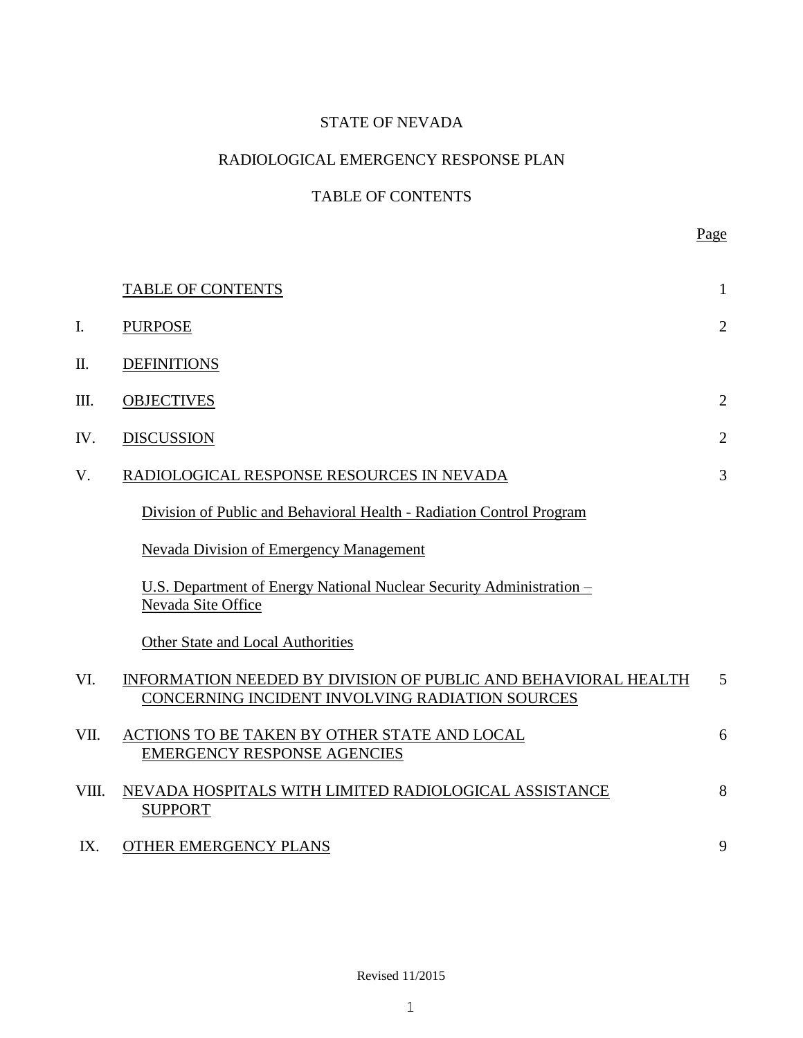STATE OF NEVADA

RADIOLOGICAL EMERGENCY RESPONSE PLAN

TABLE OF CONTENTS

| | | Page |
|---|---|---|
| | TABLE OF CONTENTS | 1 |
| I. | PURPOSE | 2 |
| II. | DEFINITIONS | |
| III. | OBJECTIVES | 2 |
| IV. | DISCUSSION | 2 |
| V. | RADIOLOGICAL RESPONSE RESOURCES IN NEVADA | 3 |
| | Division of Public and Behavioral Health - Radiation Control Program | |
| | Nevada Division of Emergency Management | |
| | U.S. Department of Energy National Nuclear Security Administration – Nevada Site Office | |
| | Other State and Local Authorities | |
| VI. | INFORMATION NEEDED BY DIVISION OF PUBLIC AND BEHAVIORAL HEALTH CONCERNING INCIDENT INVOLVING RADIATION SOURCES | 5 |
| VII. | ACTIONS TO BE TAKEN BY OTHER STATE AND LOCAL EMERGENCY RESPONSE AGENCIES | 6 |
| VIII. | NEVADA HOSPITALS WITH LIMITED RADIOLOGICAL ASSISTANCE SUPPORT | 8 |
| IX. | OTHER EMERGENCY PLANS | 9 |

Revised 11/2015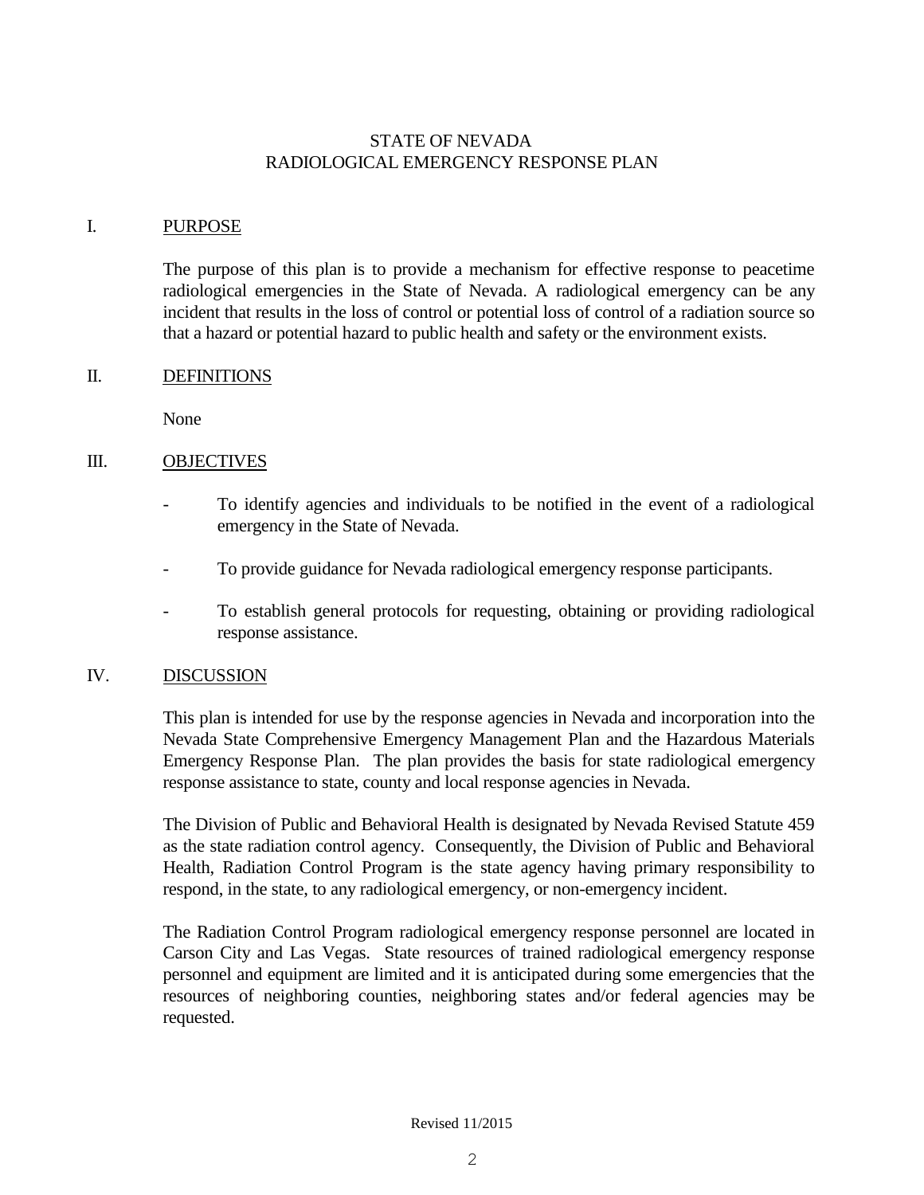# STATE OF NEVADA
# RADIOLOGICAL EMERGENCY RESPONSE PLAN

## I. PURPOSE

The purpose of this plan is to provide a mechanism for effective response to peacetime radiological emergencies in the State of Nevada. A radiological emergency can be any incident that results in the loss of control or potential loss of control of a radiation source so that a hazard or potential hazard to public health and safety or the environment exists.

## II. DEFINITIONS

None

## III. OBJECTIVES

- To identify agencies and individuals to be notified in the event of a radiological emergency in the State of Nevada.
- To provide guidance for Nevada radiological emergency response participants.
- To establish general protocols for requesting, obtaining or providing radiological response assistance.

## IV. DISCUSSION

This plan is intended for use by the response agencies in Nevada and incorporation into the Nevada State Comprehensive Emergency Management Plan and the Hazardous Materials Emergency Response Plan. The plan provides the basis for state radiological emergency response assistance to state, county and local response agencies in Nevada.

The Division of Public and Behavioral Health is designated by Nevada Revised Statute 459 as the state radiation control agency. Consequently, the Division of Public and Behavioral Health, Radiation Control Program is the state agency having primary responsibility to respond, in the state, to any radiological emergency, or non-emergency incident.

The Radiation Control Program radiological emergency response personnel are located in Carson City and Las Vegas. State resources of trained radiological emergency response personnel and equipment are limited and it is anticipated during some emergencies that the resources of neighboring counties, neighboring states and/or federal agencies may be requested.

Revised 11/2015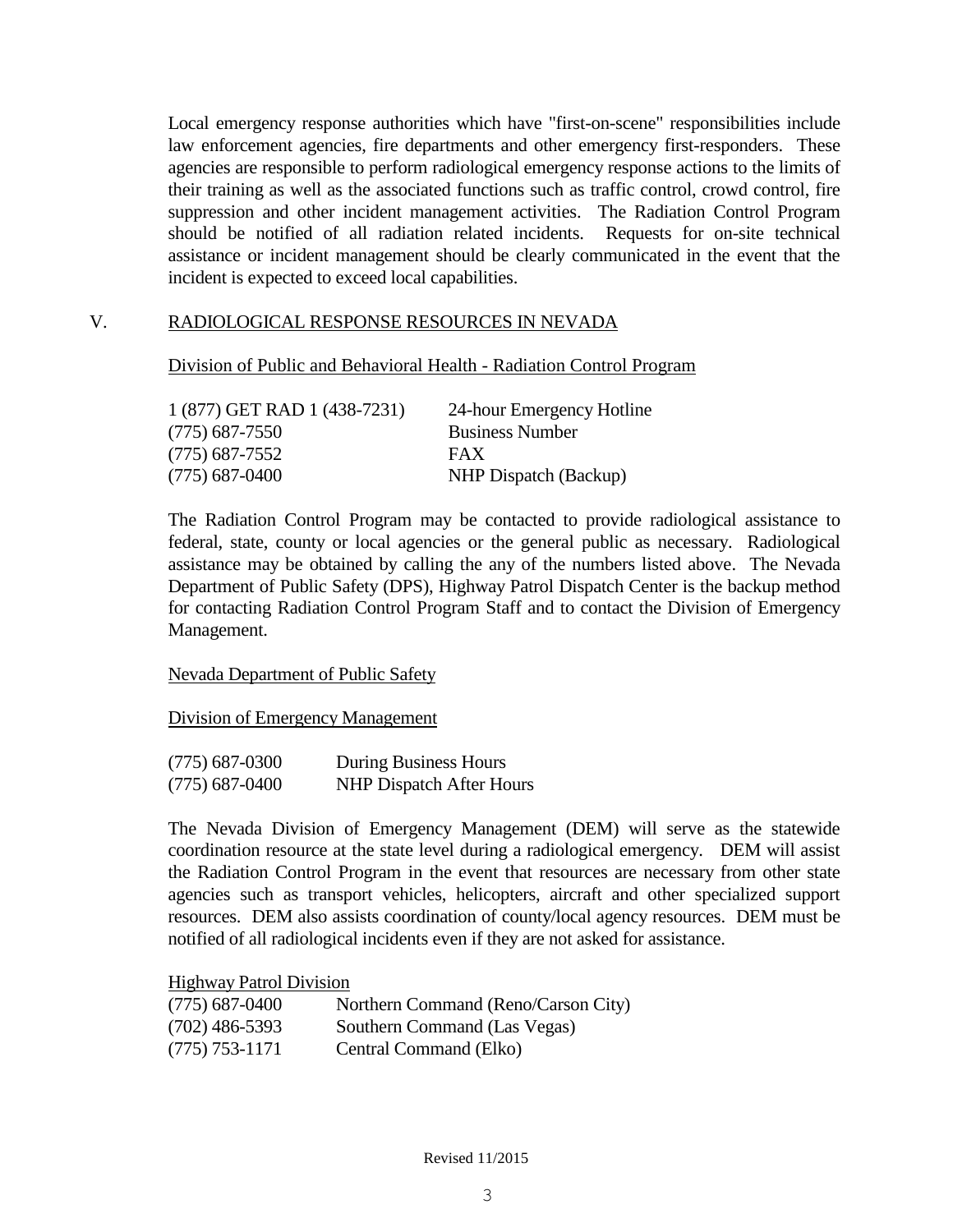Local emergency response authorities which have "first-on-scene" responsibilities include law enforcement agencies, fire departments and other emergency first-responders. These agencies are responsible to perform radiological emergency response actions to the limits of their training as well as the associated functions such as traffic control, crowd control, fire suppression and other incident management activities. The Radiation Control Program should be notified of all radiation related incidents. Requests for on-site technical assistance or incident management should be clearly communicated in the event that the incident is expected to exceed local capabilities.

## V. RADIOLOGICAL RESPONSE RESOURCES IN NEVADA

Division of Public and Behavioral Health - Radiation Control Program

| | |
|---|---|
| 1 (877) GET RAD 1 (438-7231) | 24-hour Emergency Hotline |
| (775) 687-7550 | Business Number |
| (775) 687-7552 | FAX |
| (775) 687-0400 | NHP Dispatch (Backup) |

The Radiation Control Program may be contacted to provide radiological assistance to federal, state, county or local agencies or the general public as necessary. Radiological assistance may be obtained by calling the any of the numbers listed above. The Nevada Department of Public Safety (DPS), Highway Patrol Dispatch Center is the backup method for contacting Radiation Control Program Staff and to contact the Division of Emergency Management.

Nevada Department of Public Safety

Division of Emergency Management

| | |
|---|---|
| (775) 687-0300 | During Business Hours |
| (775) 687-0400 | NHP Dispatch After Hours |

The Nevada Division of Emergency Management (DEM) will serve as the statewide coordination resource at the state level during a radiological emergency. DEM will assist the Radiation Control Program in the event that resources are necessary from other state agencies such as transport vehicles, helicopters, aircraft and other specialized support resources. DEM also assists coordination of county/local agency resources. DEM must be notified of all radiological incidents even if they are not asked for assistance.

Highway Patrol Division

| | |
|---|---|
| (775) 687-0400 | Northern Command (Reno/Carson City) |
| (702) 486-5393 | Southern Command (Las Vegas) |
| (775) 753-1171 | Central Command (Elko) |

Revised 11/2015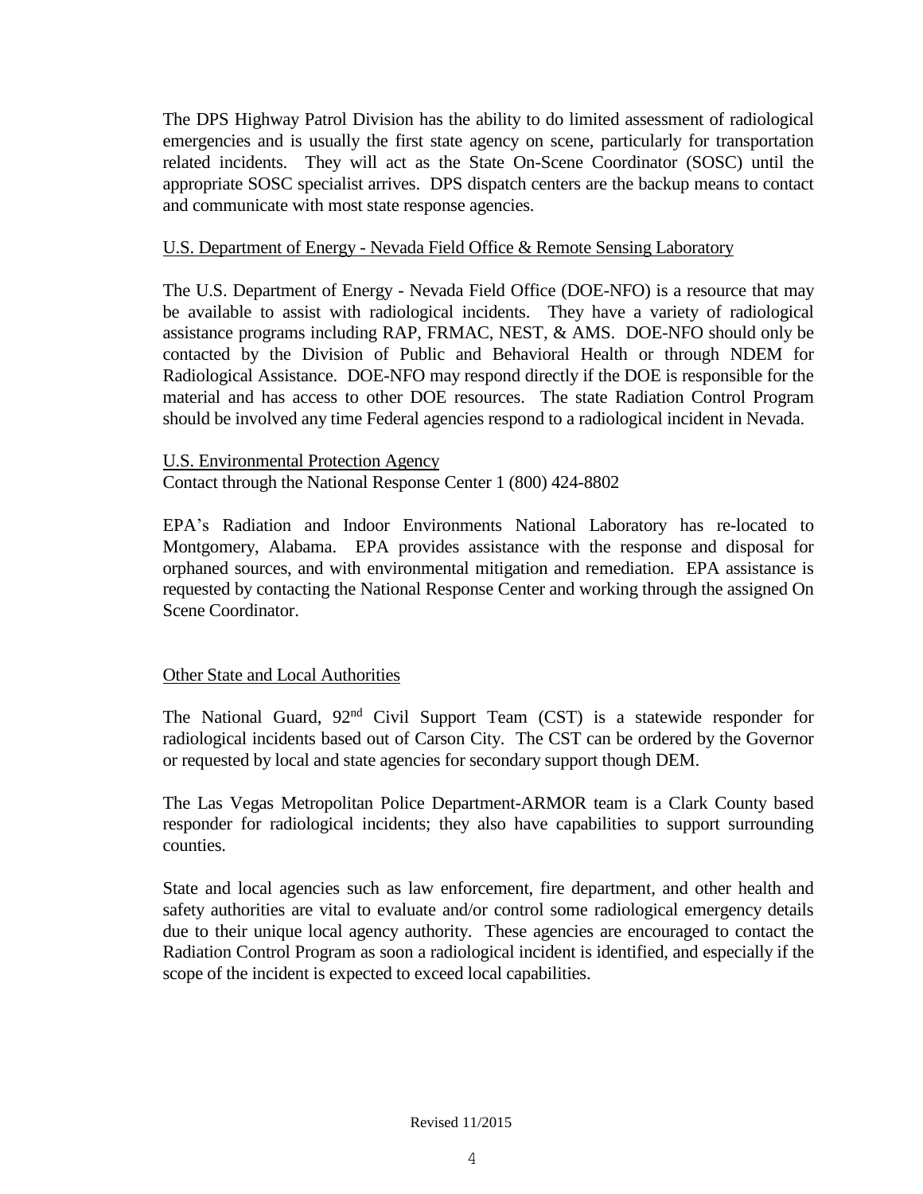The DPS Highway Patrol Division has the ability to do limited assessment of radiological emergencies and is usually the first state agency on scene, particularly for transportation related incidents. They will act as the State On-Scene Coordinator (SOSC) until the appropriate SOSC specialist arrives. DPS dispatch centers are the backup means to contact and communicate with most state response agencies.

U.S. Department of Energy - Nevada Field Office & Remote Sensing Laboratory

The U.S. Department of Energy - Nevada Field Office (DOE-NFO) is a resource that may be available to assist with radiological incidents. They have a variety of radiological assistance programs including RAP, FRMAC, NEST, & AMS. DOE-NFO should only be contacted by the Division of Public and Behavioral Health or through NDEM for Radiological Assistance. DOE-NFO may respond directly if the DOE is responsible for the material and has access to other DOE resources. The state Radiation Control Program should be involved any time Federal agencies respond to a radiological incident in Nevada.

U.S. Environmental Protection Agency
Contact through the National Response Center 1 (800) 424-8802

EPA's Radiation and Indoor Environments National Laboratory has re-located to Montgomery, Alabama. EPA provides assistance with the response and disposal for orphaned sources, and with environmental mitigation and remediation. EPA assistance is requested by contacting the National Response Center and working through the assigned On Scene Coordinator.

Other State and Local Authorities

The National Guard, 92nd Civil Support Team (CST) is a statewide responder for radiological incidents based out of Carson City. The CST can be ordered by the Governor or requested by local and state agencies for secondary support though DEM.

The Las Vegas Metropolitan Police Department-ARMOR team is a Clark County based responder for radiological incidents; they also have capabilities to support surrounding counties.

State and local agencies such as law enforcement, fire department, and other health and safety authorities are vital to evaluate and/or control some radiological emergency details due to their unique local agency authority. These agencies are encouraged to contact the Radiation Control Program as soon a radiological incident is identified, and especially if the scope of the incident is expected to exceed local capabilities.

Revised 11/2015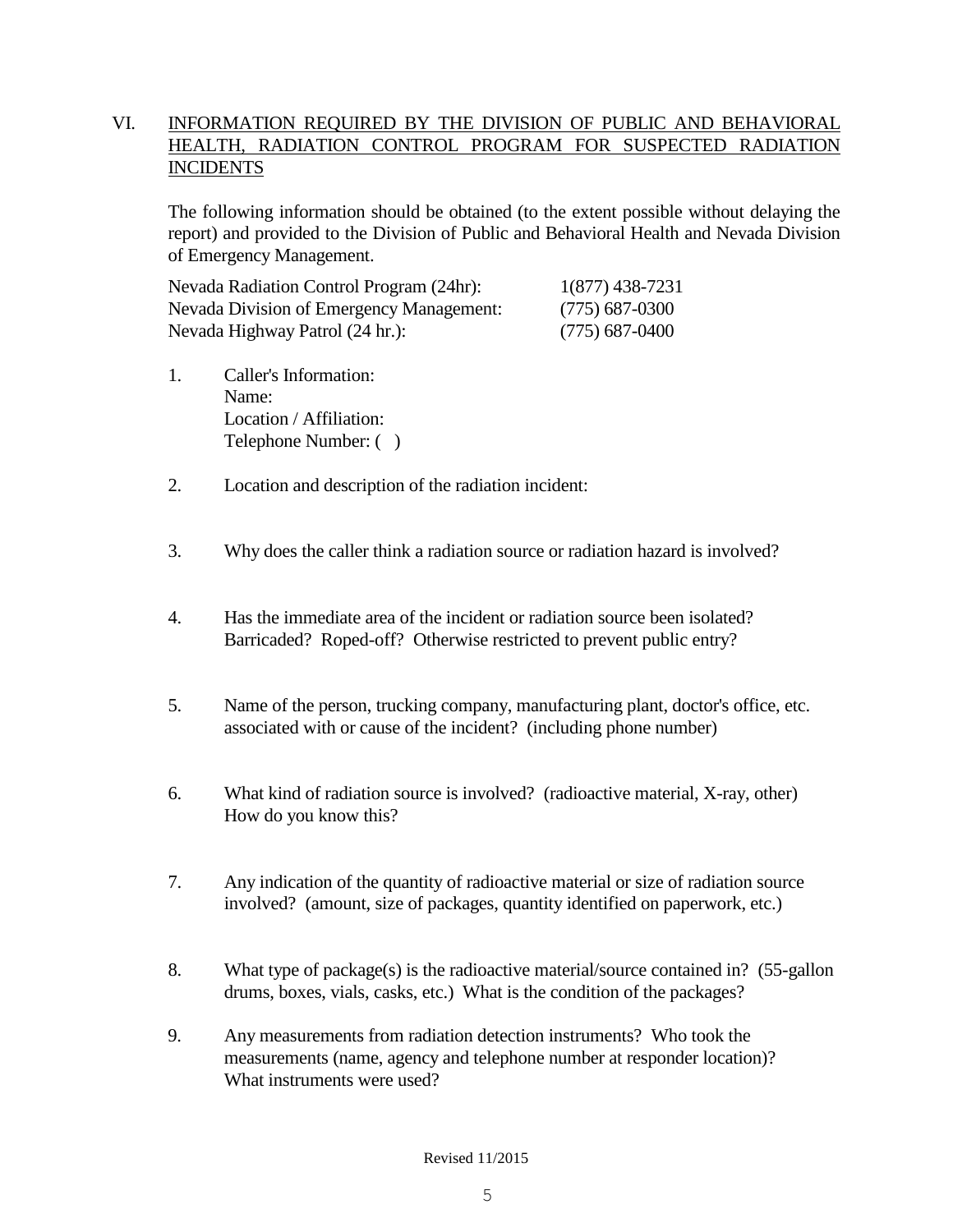## VI. INFORMATION REQUIRED BY THE DIVISION OF PUBLIC AND BEHAVIORAL HEALTH, RADIATION CONTROL PROGRAM FOR SUSPECTED RADIATION INCIDENTS

The following information should be obtained (to the extent possible without delaying the report) and provided to the Division of Public and Behavioral Health and Nevada Division of Emergency Management.

| | |
|---|---|
| Nevada Radiation Control Program (24hr): | 1(877) 438-7231 |
| Nevada Division of Emergency Management: | (775) 687-0300 |
| Nevada Highway Patrol (24 hr.): | (775) 687-0400 |

1. Caller's Information:
   Name:
   Location / Affiliation:
   Telephone Number: ( )

2. Location and description of the radiation incident:

3. Why does the caller think a radiation source or radiation hazard is involved?

4. Has the immediate area of the incident or radiation source been isolated? Barricaded? Roped-off? Otherwise restricted to prevent public entry?

5. Name of the person, trucking company, manufacturing plant, doctor's office, etc. associated with or cause of the incident? (including phone number)

6. What kind of radiation source is involved? (radioactive material, X-ray, other) How do you know this?

7. Any indication of the quantity of radioactive material or size of radiation source involved? (amount, size of packages, quantity identified on paperwork, etc.)

8. What type of package(s) is the radioactive material/source contained in? (55-gallon drums, boxes, vials, casks, etc.) What is the condition of the packages?

9. Any measurements from radiation detection instruments? Who took the measurements (name, agency and telephone number at responder location)? What instruments were used?

Revised 11/2015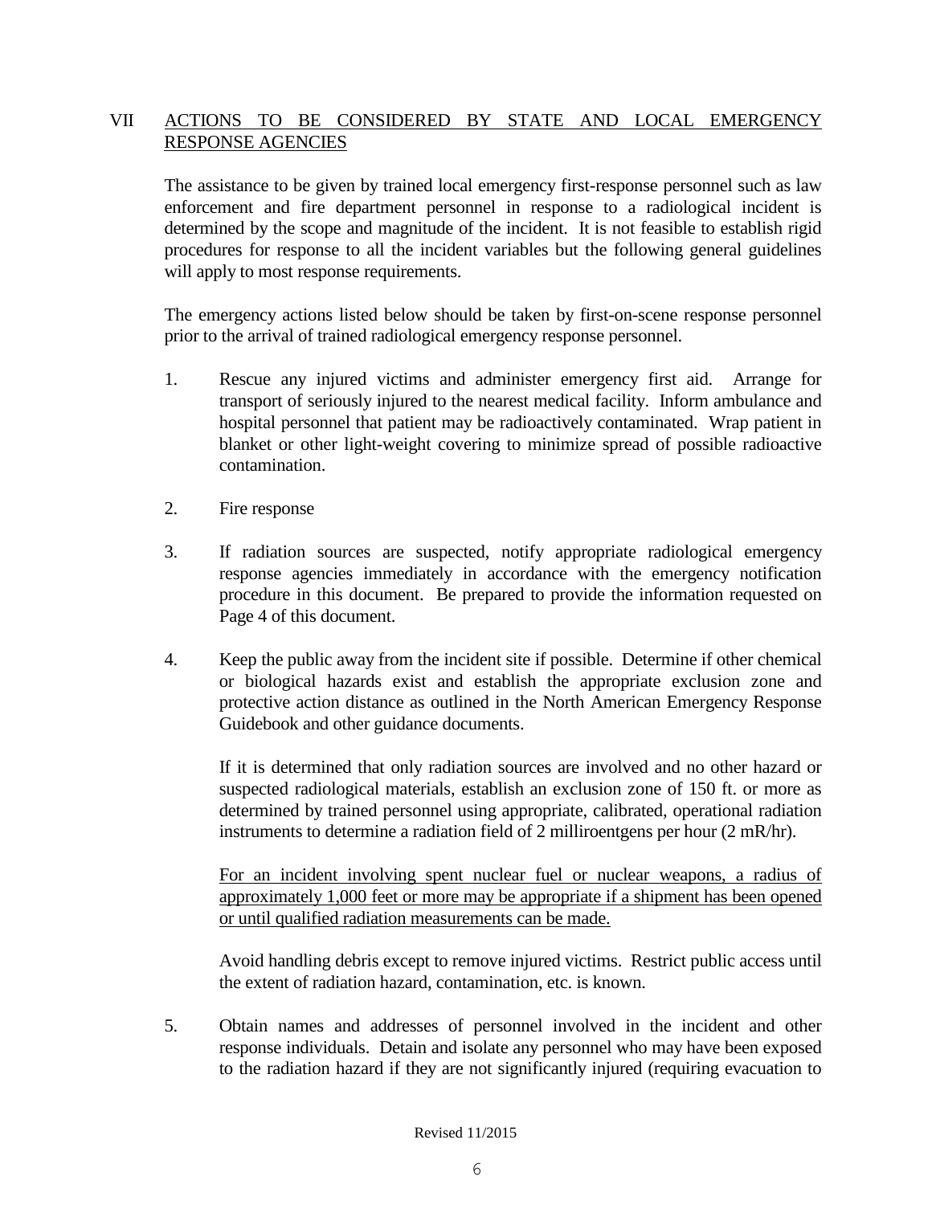## VII ACTIONS TO BE CONSIDERED BY STATE AND LOCAL EMERGENCY RESPONSE AGENCIES

The assistance to be given by trained local emergency first-response personnel such as law enforcement and fire department personnel in response to a radiological incident is determined by the scope and magnitude of the incident. It is not feasible to establish rigid procedures for response to all the incident variables but the following general guidelines will apply to most response requirements.

The emergency actions listed below should be taken by first-on-scene response personnel prior to the arrival of trained radiological emergency response personnel.

1. Rescue any injured victims and administer emergency first aid. Arrange for transport of seriously injured to the nearest medical facility. Inform ambulance and hospital personnel that patient may be radioactively contaminated. Wrap patient in blanket or other light-weight covering to minimize spread of possible radioactive contamination.

2. Fire response

3. If radiation sources are suspected, notify appropriate radiological emergency response agencies immediately in accordance with the emergency notification procedure in this document. Be prepared to provide the information requested on Page 4 of this document.

4. Keep the public away from the incident site if possible. Determine if other chemical or biological hazards exist and establish the appropriate exclusion zone and protective action distance as outlined in the North American Emergency Response Guidebook and other guidance documents.

   If it is determined that only radiation sources are involved and no other hazard or suspected radiological materials, establish an exclusion zone of 150 ft. or more as determined by trained personnel using appropriate, calibrated, operational radiation instruments to determine a radiation field of 2 milliroentgens per hour (2 mR/hr).

   <u>For an incident involving spent nuclear fuel or nuclear weapons, a radius of approximately 1,000 feet or more may be appropriate if a shipment has been opened or until qualified radiation measurements can be made.</u>

   Avoid handling debris except to remove injured victims. Restrict public access until the extent of radiation hazard, contamination, etc. is known.

5. Obtain names and addresses of personnel involved in the incident and other response individuals. Detain and isolate any personnel who may have been exposed to the radiation hazard if they are not significantly injured (requiring evacuation to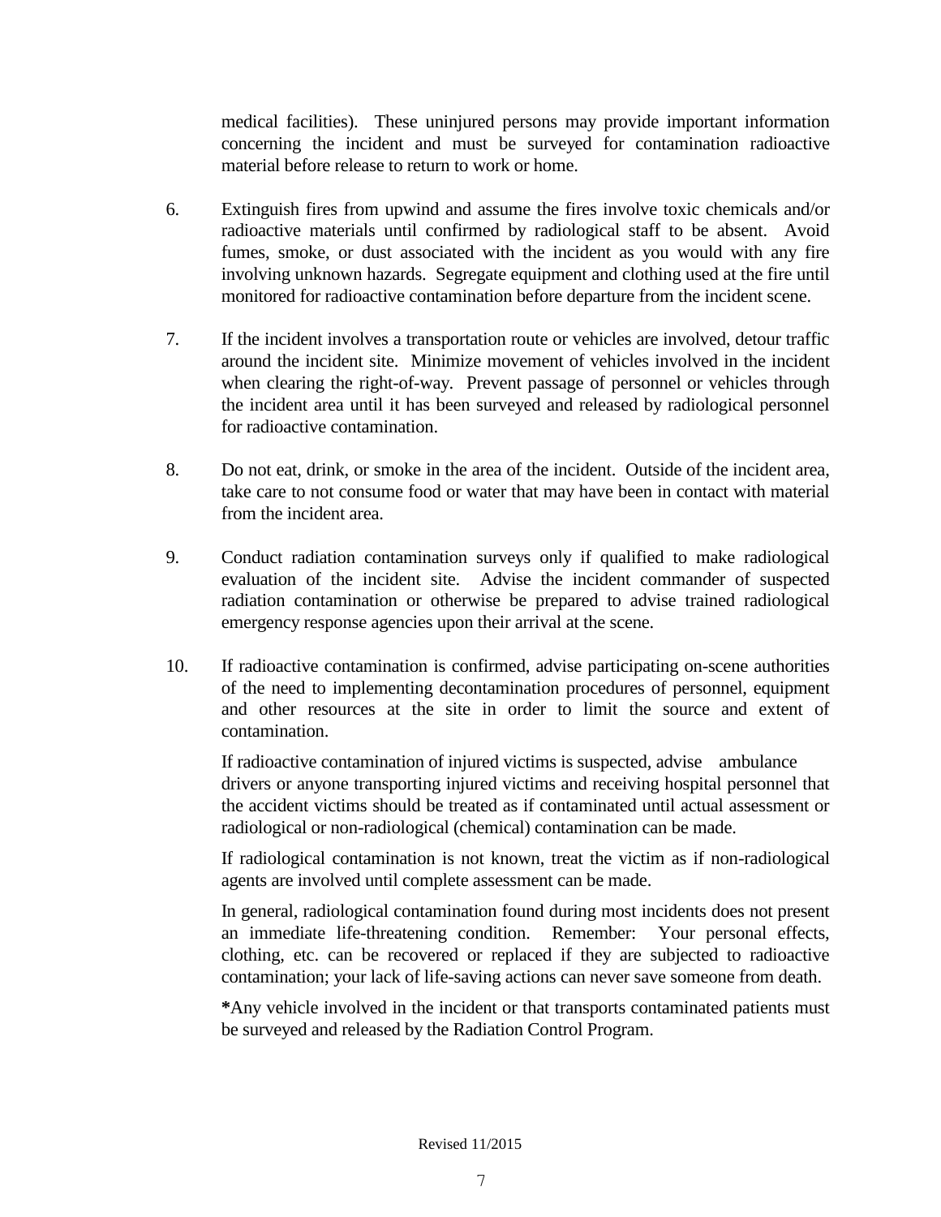medical facilities). These uninjured persons may provide important information concerning the incident and must be surveyed for contamination radioactive material before release to return to work or home.

6. Extinguish fires from upwind and assume the fires involve toxic chemicals and/or radioactive materials until confirmed by radiological staff to be absent. Avoid fumes, smoke, or dust associated with the incident as you would with any fire involving unknown hazards. Segregate equipment and clothing used at the fire until monitored for radioactive contamination before departure from the incident scene.

7. If the incident involves a transportation route or vehicles are involved, detour traffic around the incident site. Minimize movement of vehicles involved in the incident when clearing the right-of-way. Prevent passage of personnel or vehicles through the incident area until it has been surveyed and released by radiological personnel for radioactive contamination.

8. Do not eat, drink, or smoke in the area of the incident. Outside of the incident area, take care to not consume food or water that may have been in contact with material from the incident area.

9. Conduct radiation contamination surveys only if qualified to make radiological evaluation of the incident site. Advise the incident commander of suspected radiation contamination or otherwise be prepared to advise trained radiological emergency response agencies upon their arrival at the scene.

10. If radioactive contamination is confirmed, advise participating on-scene authorities of the need to implementing decontamination procedures of personnel, equipment and other resources at the site in order to limit the source and extent of contamination.

    If radioactive contamination of injured victims is suspected, advise ambulance drivers or anyone transporting injured victims and receiving hospital personnel that the accident victims should be treated as if contaminated until actual assessment or radiological or non-radiological (chemical) contamination can be made.

    If radiological contamination is not known, treat the victim as if non-radiological agents are involved until complete assessment can be made.

    In general, radiological contamination found during most incidents does not present an immediate life-threatening condition. Remember: Your personal effects, clothing, etc. can be recovered or replaced if they are subjected to radioactive contamination; your lack of life-saving actions can never save someone from death.

    **\***Any vehicle involved in the incident or that transports contaminated patients must be surveyed and released by the Radiation Control Program.

Revised 11/2015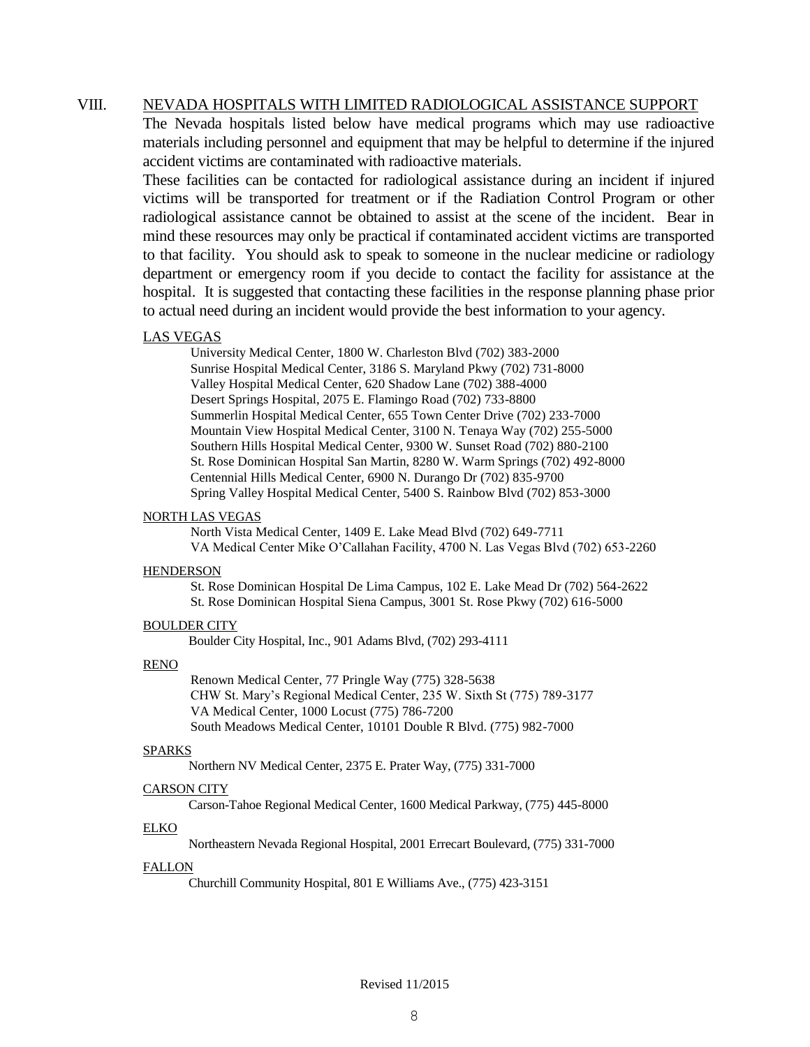## VIII. NEVADA HOSPITALS WITH LIMITED RADIOLOGICAL ASSISTANCE SUPPORT

The Nevada hospitals listed below have medical programs which may use radioactive materials including personnel and equipment that may be helpful to determine if the injured accident victims are contaminated with radioactive materials.

These facilities can be contacted for radiological assistance during an incident if injured victims will be transported for treatment or if the Radiation Control Program or other radiological assistance cannot be obtained to assist at the scene of the incident. Bear in mind these resources may only be practical if contaminated accident victims are transported to that facility. You should ask to speak to someone in the nuclear medicine or radiology department or emergency room if you decide to contact the facility for assistance at the hospital. It is suggested that contacting these facilities in the response planning phase prior to actual need during an incident would provide the best information to your agency.

### LAS VEGAS

- University Medical Center, 1800 W. Charleston Blvd (702) 383-2000
- Sunrise Hospital Medical Center, 3186 S. Maryland Pkwy (702) 731-8000
- Valley Hospital Medical Center, 620 Shadow Lane (702) 388-4000
- Desert Springs Hospital, 2075 E. Flamingo Road (702) 733-8800
- Summerlin Hospital Medical Center, 655 Town Center Drive (702) 233-7000
- Mountain View Hospital Medical Center, 3100 N. Tenaya Way (702) 255-5000
- Southern Hills Hospital Medical Center, 9300 W. Sunset Road (702) 880-2100
- St. Rose Dominican Hospital San Martin, 8280 W. Warm Springs (702) 492-8000
- Centennial Hills Medical Center, 6900 N. Durango Dr (702) 835-9700
- Spring Valley Hospital Medical Center, 5400 S. Rainbow Blvd (702) 853-3000

### NORTH LAS VEGAS

- North Vista Medical Center, 1409 E. Lake Mead Blvd (702) 649-7711
- VA Medical Center Mike O'Callahan Facility, 4700 N. Las Vegas Blvd (702) 653-2260

### HENDERSON

- St. Rose Dominican Hospital De Lima Campus, 102 E. Lake Mead Dr (702) 564-2622
- St. Rose Dominican Hospital Siena Campus, 3001 St. Rose Pkwy (702) 616-5000

### BOULDER CITY

- Boulder City Hospital, Inc., 901 Adams Blvd, (702) 293-4111

### RENO

- Renown Medical Center, 77 Pringle Way (775) 328-5638
- CHW St. Mary's Regional Medical Center, 235 W. Sixth St (775) 789-3177
- VA Medical Center, 1000 Locust (775) 786-7200
- South Meadows Medical Center, 10101 Double R Blvd. (775) 982-7000

### SPARKS

- Northern NV Medical Center, 2375 E. Prater Way, (775) 331-7000

### CARSON CITY

- Carson-Tahoe Regional Medical Center, 1600 Medical Parkway, (775) 445-8000

### ELKO

- Northeastern Nevada Regional Hospital, 2001 Errecart Boulevard, (775) 331-7000

### FALLON

- Churchill Community Hospital, 801 E Williams Ave., (775) 423-3151

Revised 11/2015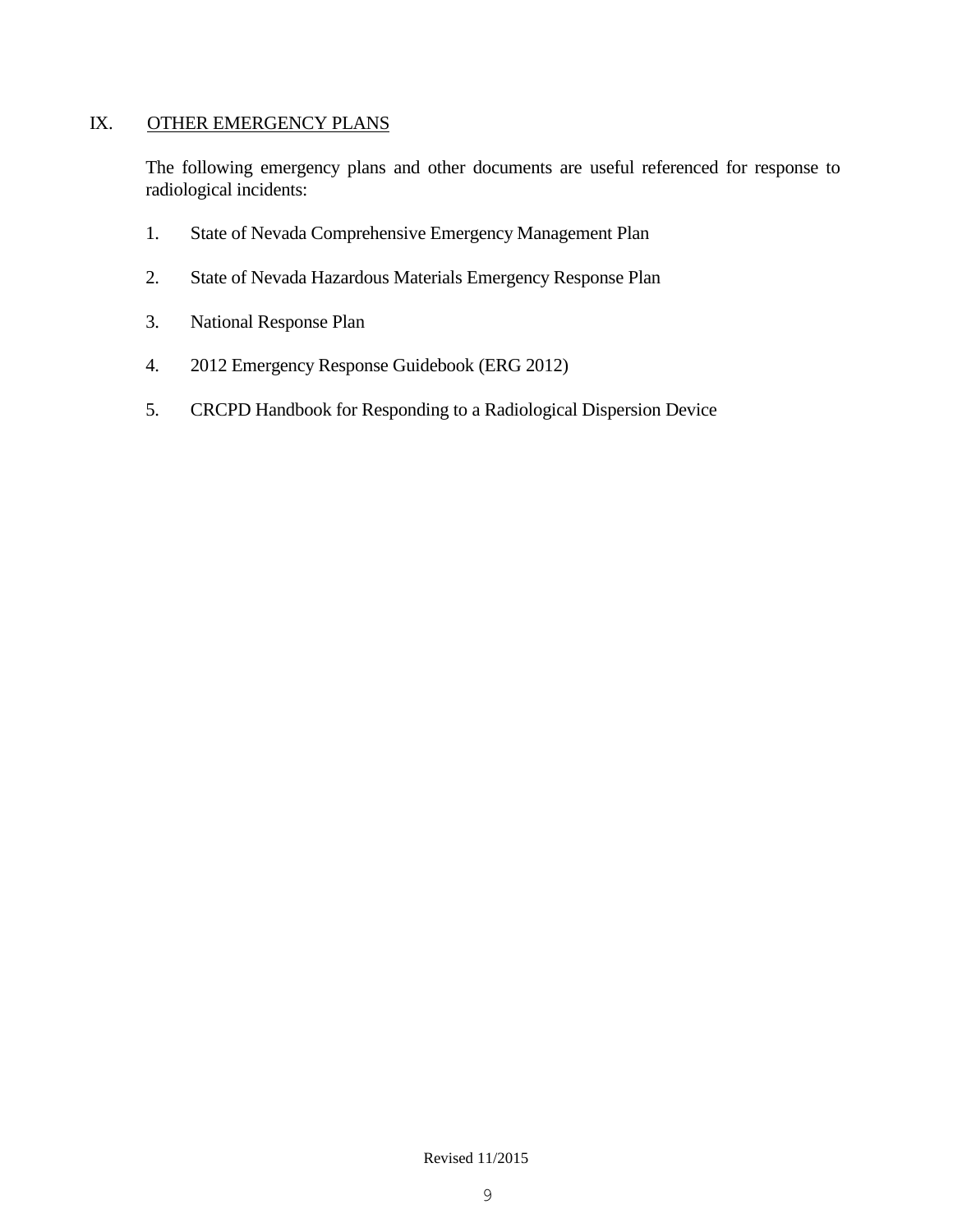## IX. OTHER EMERGENCY PLANS

The following emergency plans and other documents are useful referenced for response to radiological incidents:

1. State of Nevada Comprehensive Emergency Management Plan

2. State of Nevada Hazardous Materials Emergency Response Plan

3. National Response Plan

4. 2012 Emergency Response Guidebook (ERG 2012)

5. CRCPD Handbook for Responding to a Radiological Dispersion Device

Revised 11/2015